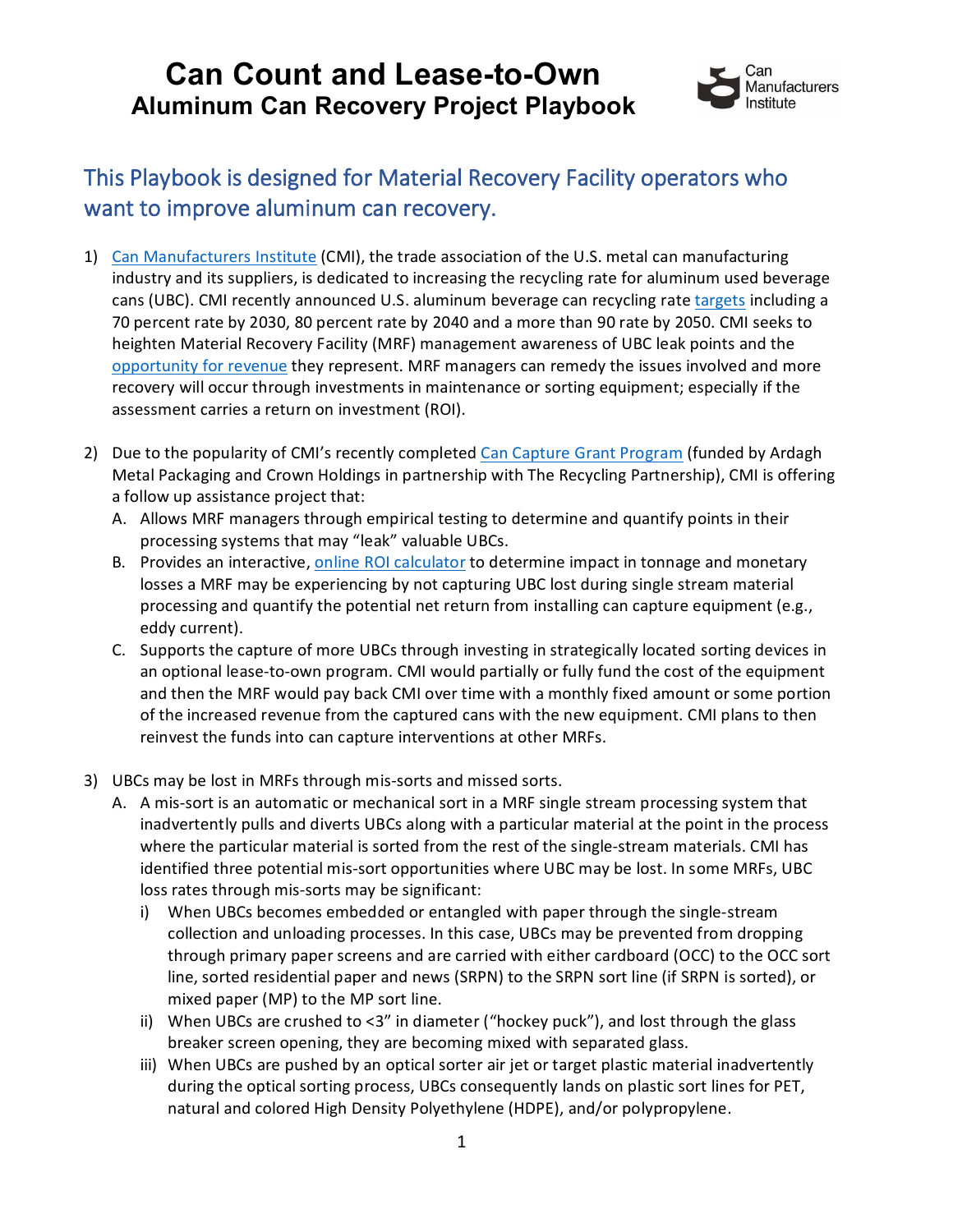# Can Count and Lease-to-Own
## Aluminum Can Recovery Project Playbook

Can Manufacturers Institute

### This Playbook is designed for Material Recovery Facility operators who want to improve aluminum can recovery.

1) Can Manufacturers Institute (CMI), the trade association of the U.S. metal can manufacturing industry and its suppliers, is dedicated to increasing the recycling rate for aluminum used beverage cans (UBC). CMI recently announced U.S. aluminum beverage can recycling rate targets including a 70 percent rate by 2030, 80 percent rate by 2040 and a more than 90 rate by 2050. CMI seeks to heighten Material Recovery Facility (MRF) management awareness of UBC leak points and the opportunity for revenue they represent. MRF managers can remedy the issues involved and more recovery will occur through investments in maintenance or sorting equipment; especially if the assessment carries a return on investment (ROI).

2) Due to the popularity of CMI's recently completed Can Capture Grant Program (funded by Ardagh Metal Packaging and Crown Holdings in partnership with The Recycling Partnership), CMI is offering a follow up assistance project that:
   A. Allows MRF managers through empirical testing to determine and quantify points in their processing systems that may "leak" valuable UBCs.
   B. Provides an interactive, online ROI calculator to determine impact in tonnage and monetary losses a MRF may be experiencing by not capturing UBC lost during single stream material processing and quantify the potential net return from installing can capture equipment (e.g., eddy current).
   C. Supports the capture of more UBCs through investing in strategically located sorting devices in an optional lease-to-own program. CMI would partially or fully fund the cost of the equipment and then the MRF would pay back CMI over time with a monthly fixed amount or some portion of the increased revenue from the captured cans with the new equipment. CMI plans to then reinvest the funds into can capture interventions at other MRFs.

3) UBCs may be lost in MRFs through mis-sorts and missed sorts.
   A. A mis-sort is an automatic or mechanical sort in a MRF single stream processing system that inadvertently pulls and diverts UBCs along with a particular material at the point in the process where the particular material is sorted from the rest of the single-stream materials. CMI has identified three potential mis-sort opportunities where UBC may be lost. In some MRFs, UBC loss rates through mis-sorts may be significant:
      i) When UBCs becomes embedded or entangled with paper through the single-stream collection and unloading processes. In this case, UBCs may be prevented from dropping through primary paper screens and are carried with either cardboard (OCC) to the OCC sort line, sorted residential paper and news (SRPN) to the SRPN sort line (if SRPN is sorted), or mixed paper (MP) to the MP sort line.
      ii) When UBCs are crushed to <3" in diameter ("hockey puck"), and lost through the glass breaker screen opening, they are becoming mixed with separated glass.
      iii) When UBCs are pushed by an optical sorter air jet or target plastic material inadvertently during the optical sorting process, UBCs consequently lands on plastic sort lines for PET, natural and colored High Density Polyethylene (HDPE), and/or polypropylene.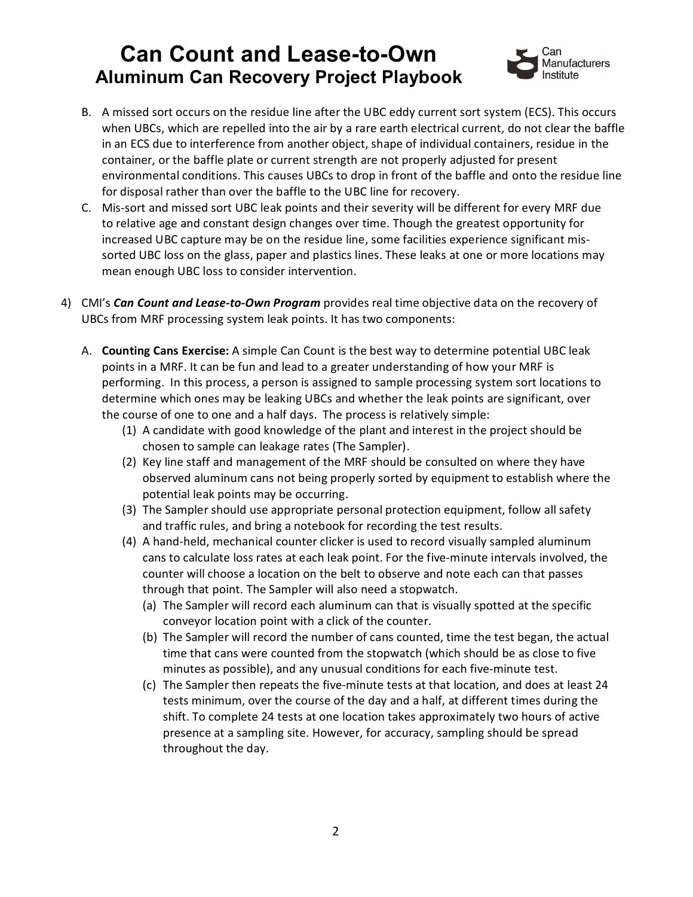B. A missed sort occurs on the residue line after the UBC eddy current sort system (ECS). This occurs when UBCs, which are repelled into the air by a rare earth electrical current, do not clear the baffle in an ECS due to interference from another object, shape of individual containers, residue in the container, or the baffle plate or current strength are not properly adjusted for present environmental conditions. This causes UBCs to drop in front of the baffle and onto the residue line for disposal rather than over the baffle to the UBC line for recovery.

C. Mis-sort and missed sort UBC leak points and their severity will be different for every MRF due to relative age and constant design changes over time. Though the greatest opportunity for increased UBC capture may be on the residue line, some facilities experience significant mis-sorted UBC loss on the glass, paper and plastics lines. These leaks at one or more locations may mean enough UBC loss to consider intervention.

4) CMI's ***Can Count and Lease-to-Own Program*** provides real time objective data on the recovery of UBCs from MRF processing system leak points. It has two components:

   A. **Counting Cans Exercise:** A simple Can Count is the best way to determine potential UBC leak points in a MRF. It can be fun and lead to a greater understanding of how your MRF is performing. In this process, a person is assigned to sample processing system sort locations to determine which ones may be leaking UBCs and whether the leak points are significant, over the course of one to one and a half days. The process is relatively simple:

      (1) A candidate with good knowledge of the plant and interest in the project should be chosen to sample can leakage rates (The Sampler).

      (2) Key line staff and management of the MRF should be consulted on where they have observed aluminum cans not being properly sorted by equipment to establish where the potential leak points may be occurring.

      (3) The Sampler should use appropriate personal protection equipment, follow all safety and traffic rules, and bring a notebook for recording the test results.

      (4) A hand-held, mechanical counter clicker is used to record visually sampled aluminum cans to calculate loss rates at each leak point. For the five-minute intervals involved, the counter will choose a location on the belt to observe and note each can that passes through that point. The Sampler will also need a stopwatch.

         (a) The Sampler will record each aluminum can that is visually spotted at the specific conveyor location point with a click of the counter.

         (b) The Sampler will record the number of cans counted, time the test began, the actual time that cans were counted from the stopwatch (which should be as close to five minutes as possible), and any unusual conditions for each five-minute test.

         (c) The Sampler then repeats the five-minute tests at that location, and does at least 24 tests minimum, over the course of the day and a half, at different times during the shift. To complete 24 tests at one location takes approximately two hours of active presence at a sampling site. However, for accuracy, sampling should be spread throughout the day.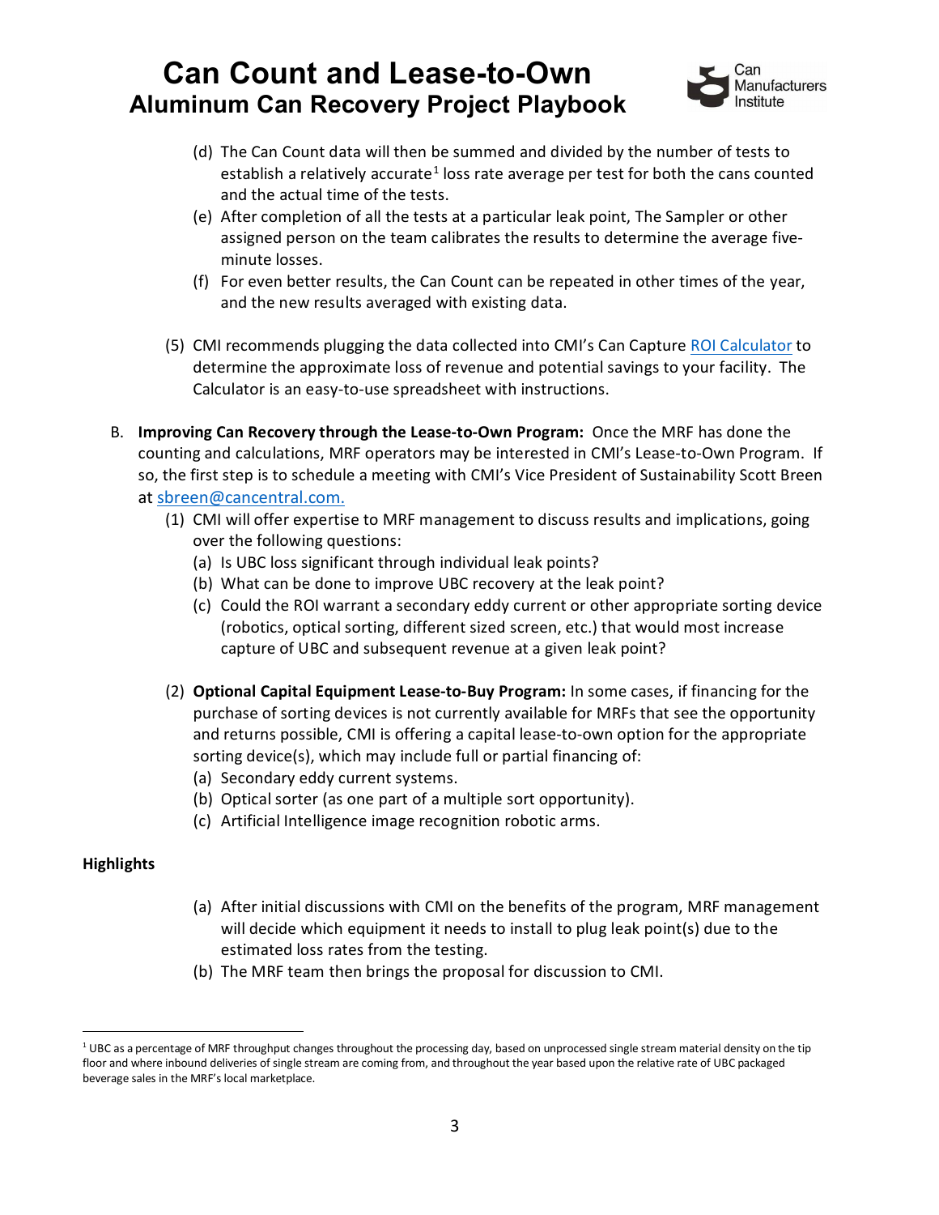(d) The Can Count data will then be summed and divided by the number of tests to establish a relatively accurate[1] loss rate average per test for both the cans counted and the actual time of the tests.

(e) After completion of all the tests at a particular leak point, The Sampler or other assigned person on the team calibrates the results to determine the average five-minute losses.

(f) For even better results, the Can Count can be repeated in other times of the year, and the new results averaged with existing data.

(5) CMI recommends plugging the data collected into CMI's Can Capture ROI Calculator to determine the approximate loss of revenue and potential savings to your facility. The Calculator is an easy-to-use spreadsheet with instructions.

B. **Improving Can Recovery through the Lease-to-Own Program:** Once the MRF has done the counting and calculations, MRF operators may be interested in CMI's Lease-to-Own Program. If so, the first step is to schedule a meeting with CMI's Vice President of Sustainability Scott Breen at sbreen@cancentral.com.

(1) CMI will offer expertise to MRF management to discuss results and implications, going over the following questions:

(a) Is UBC loss significant through individual leak points?

(b) What can be done to improve UBC recovery at the leak point?

(c) Could the ROI warrant a secondary eddy current or other appropriate sorting device (robotics, optical sorting, different sized screen, etc.) that would most increase capture of UBC and subsequent revenue at a given leak point?

(2) **Optional Capital Equipment Lease-to-Buy Program:** In some cases, if financing for the purchase of sorting devices is not currently available for MRFs that see the opportunity and returns possible, CMI is offering a capital lease-to-own option for the appropriate sorting device(s), which may include full or partial financing of:

(a) Secondary eddy current systems.

(b) Optical sorter (as one part of a multiple sort opportunity).

(c) Artificial Intelligence image recognition robotic arms.

**Highlights**

(a) After initial discussions with CMI on the benefits of the program, MRF management will decide which equipment it needs to install to plug leak point(s) due to the estimated loss rates from the testing.

(b) The MRF team then brings the proposal for discussion to CMI.

---

[1] UBC as a percentage of MRF throughput changes throughout the processing day, based on unprocessed single stream material density on the tip floor and where inbound deliveries of single stream are coming from, and throughout the year based upon the relative rate of UBC packaged beverage sales in the MRF's local marketplace.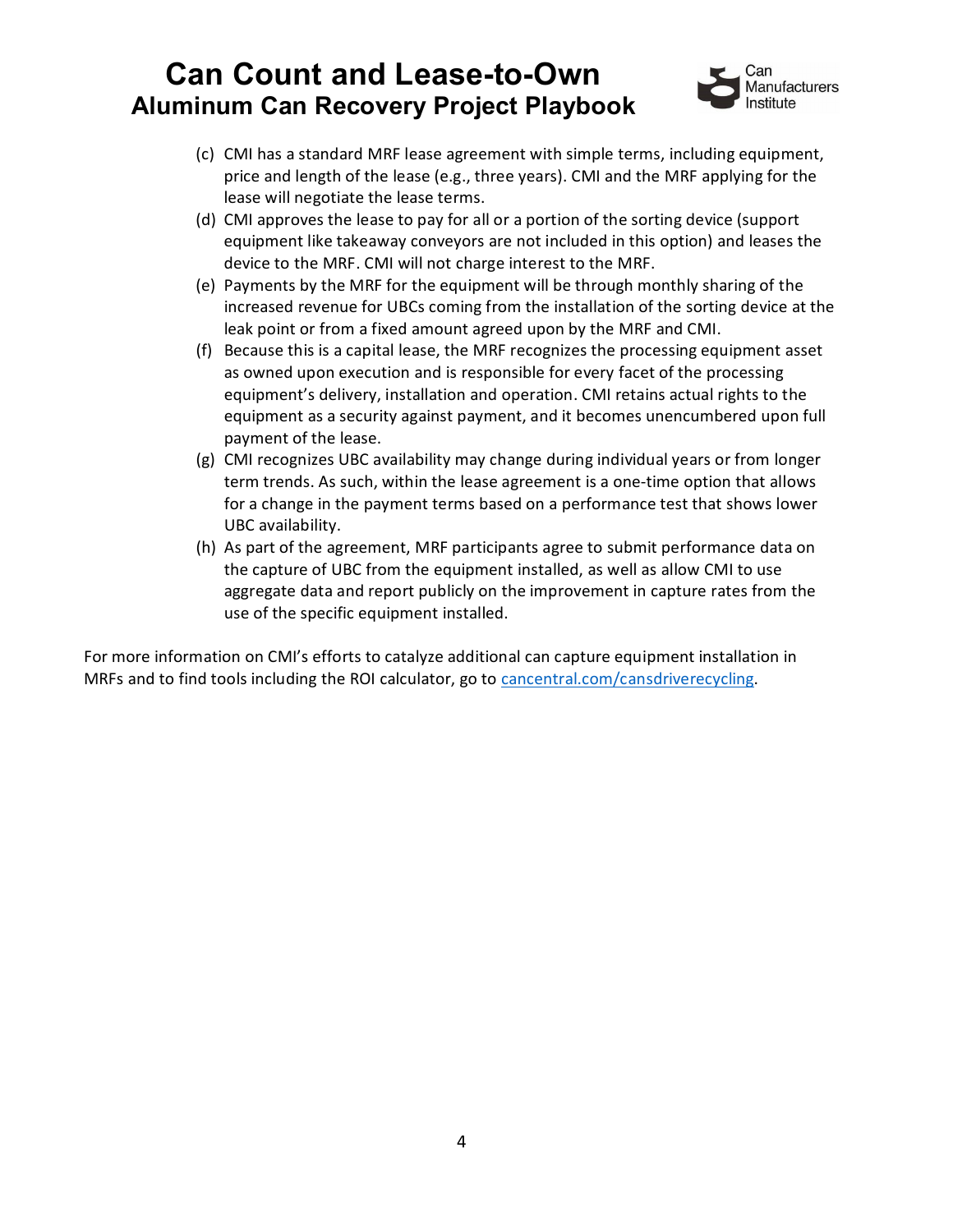(c) CMI has a standard MRF lease agreement with simple terms, including equipment, price and length of the lease (e.g., three years). CMI and the MRF applying for the lease will negotiate the lease terms.

(d) CMI approves the lease to pay for all or a portion of the sorting device (support equipment like takeaway conveyors are not included in this option) and leases the device to the MRF. CMI will not charge interest to the MRF.

(e) Payments by the MRF for the equipment will be through monthly sharing of the increased revenue for UBCs coming from the installation of the sorting device at the leak point or from a fixed amount agreed upon by the MRF and CMI.

(f) Because this is a capital lease, the MRF recognizes the processing equipment asset as owned upon execution and is responsible for every facet of the processing equipment's delivery, installation and operation. CMI retains actual rights to the equipment as a security against payment, and it becomes unencumbered upon full payment of the lease.

(g) CMI recognizes UBC availability may change during individual years or from longer term trends. As such, within the lease agreement is a one-time option that allows for a change in the payment terms based on a performance test that shows lower UBC availability.

(h) As part of the agreement, MRF participants agree to submit performance data on the capture of UBC from the equipment installed, as well as allow CMI to use aggregate data and report publicly on the improvement in capture rates from the use of the specific equipment installed.

For more information on CMI's efforts to catalyze additional can capture equipment installation in MRFs and to find tools including the ROI calculator, go to [cancentral.com/cansdriverecycling](cancentral.com/cansdriverecycling).